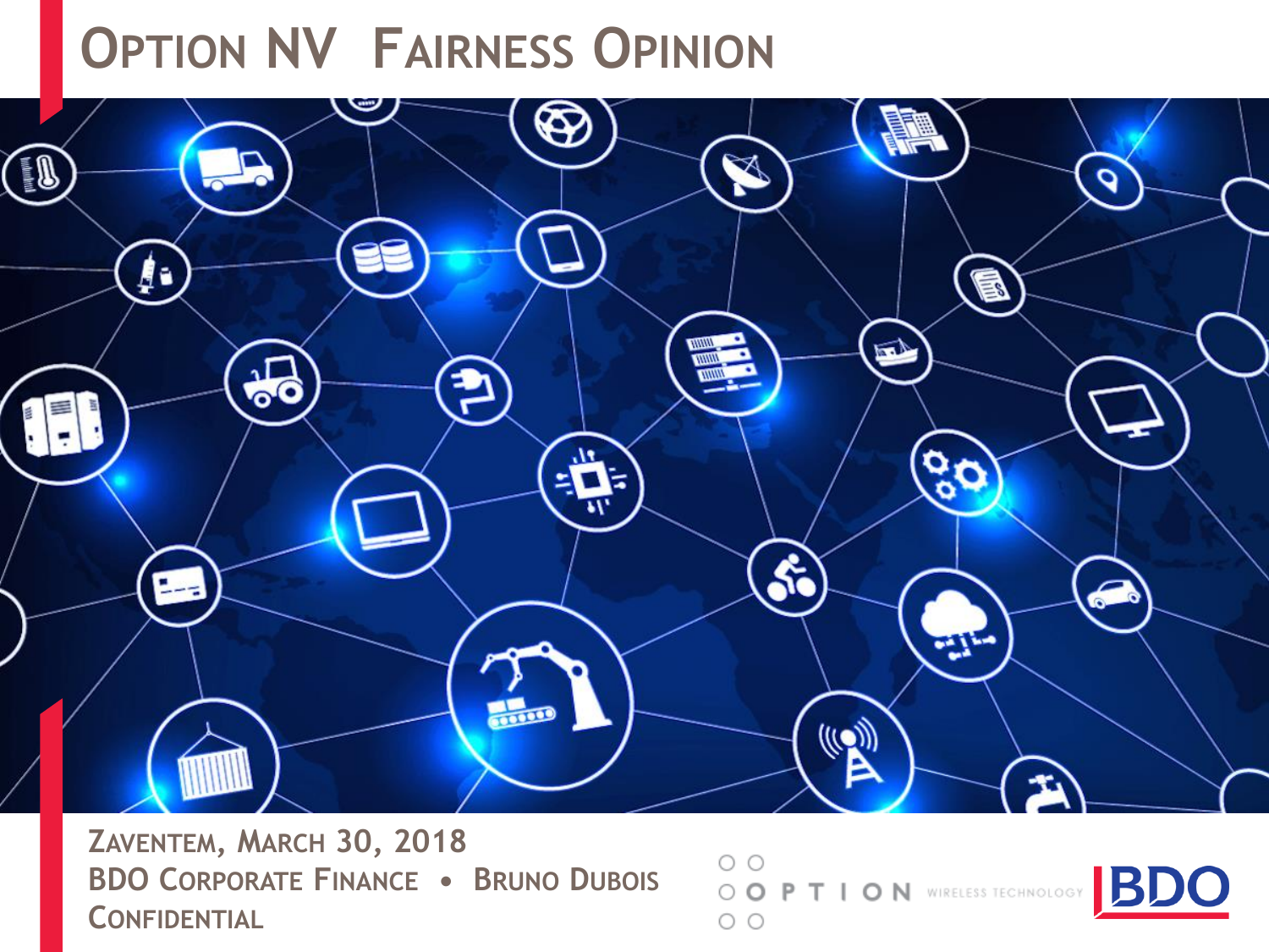# Option NV Fairness Opinion

Zaventem, March 30, 2018

BDO Corporate Finance • Bruno Dubois

Confidential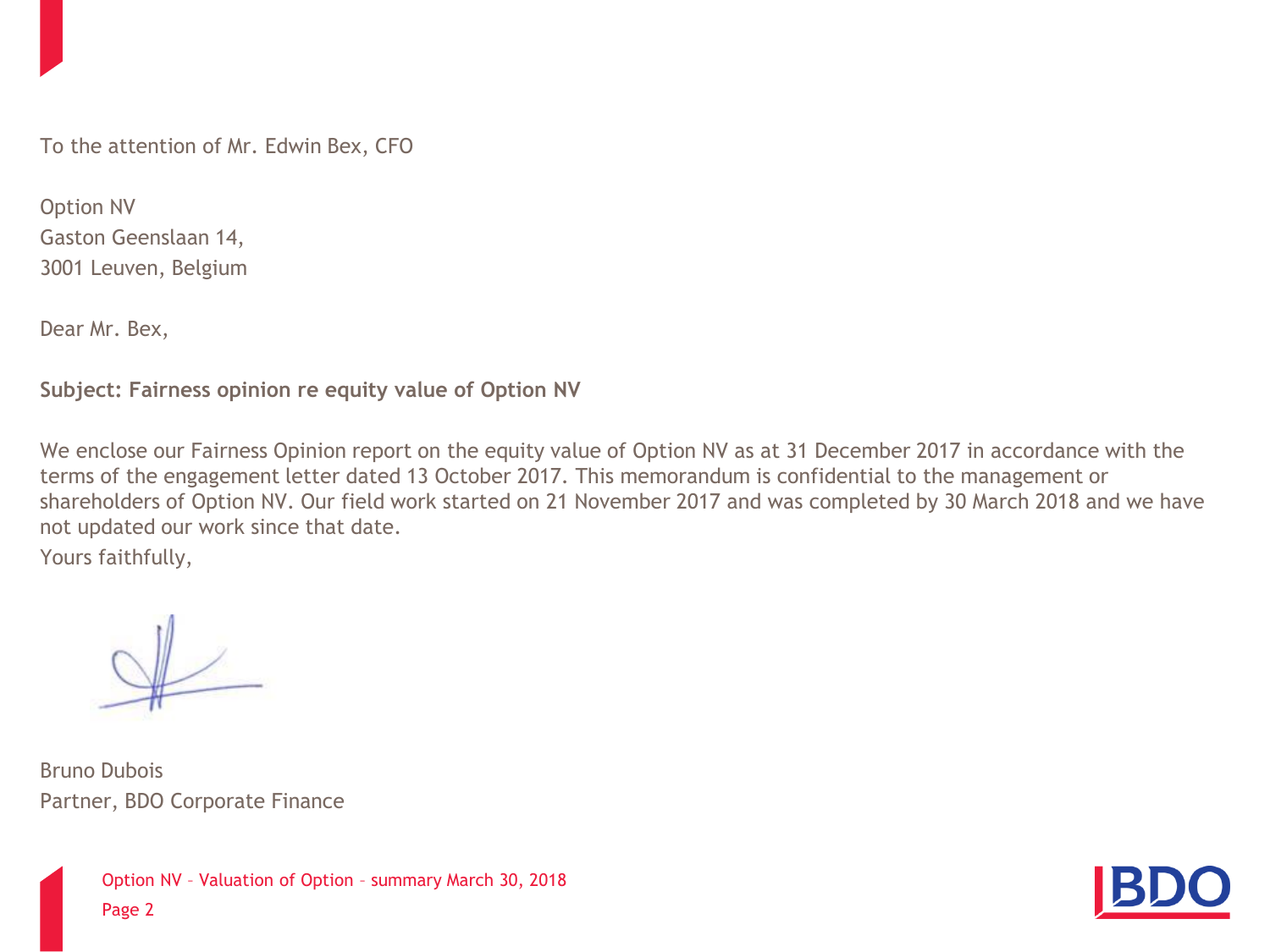To the attention of Mr. Edwin Bex, CFO

Option NV
Gaston Geenslaan 14,
3001 Leuven, Belgium

Dear Mr. Bex,

**Subject: Fairness opinion re equity value of Option NV**

We enclose our Fairness Opinion report on the equity value of Option NV as at 31 December 2017 in accordance with the terms of the engagement letter dated 13 October 2017. This memorandum is confidential to the management or shareholders of Option NV. Our field work started on 21 November 2017 and was completed by 30 March 2018 and we have not updated our work since that date.

Yours faithfully,

Bruno Dubois
Partner, BDO Corporate Finance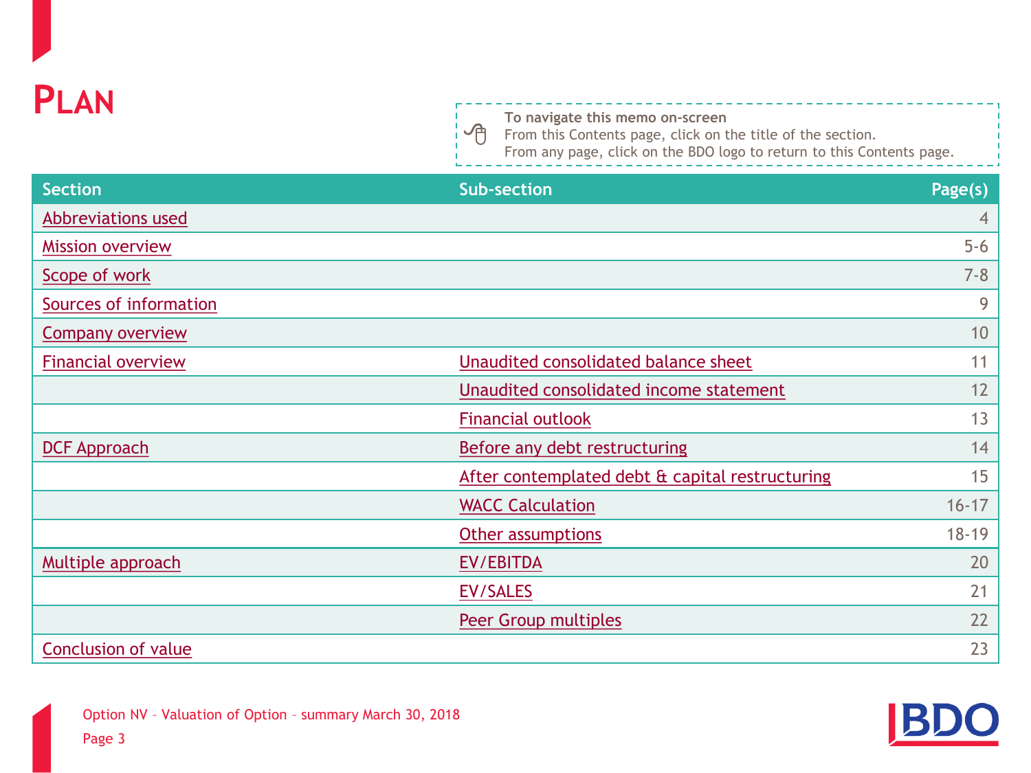# PLAN

**To navigate this memo on-screen**
From this Contents page, click on the title of the section.
From any page, click on the BDO logo to return to this Contents page.

| Section | Sub-section | Page(s) |
|---|---|---|
| Abbreviations used | | 4 |
| Mission overview | | 5-6 |
| Scope of work | | 7-8 |
| Sources of information | | 9 |
| Company overview | | 10 |
| Financial overview | Unaudited consolidated balance sheet | 11 |
| | Unaudited consolidated income statement | 12 |
| | Financial outlook | 13 |
| DCF Approach | Before any debt restructuring | 14 |
| | After contemplated debt & capital restructuring | 15 |
| | WACC Calculation | 16-17 |
| | Other assumptions | 18-19 |
| Multiple approach | EV/EBITDA | 20 |
| | EV/SALES | 21 |
| | Peer Group multiples | 22 |
| Conclusion of value | | 23 |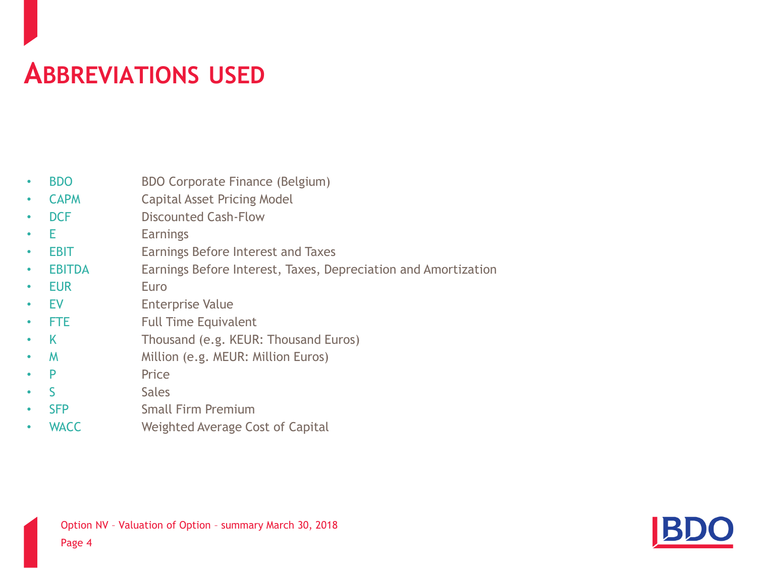# Abbreviations used

- BDO — BDO Corporate Finance (Belgium)
- CAPM — Capital Asset Pricing Model
- DCF — Discounted Cash-Flow
- E — Earnings
- EBIT — Earnings Before Interest and Taxes
- EBITDA — Earnings Before Interest, Taxes, Depreciation and Amortization
- EUR — Euro
- EV — Enterprise Value
- FTE — Full Time Equivalent
- K — Thousand (e.g. KEUR: Thousand Euros)
- M — Million (e.g. MEUR: Million Euros)
- P — Price
- S — Sales
- SFP — Small Firm Premium
- WACC — Weighted Average Cost of Capital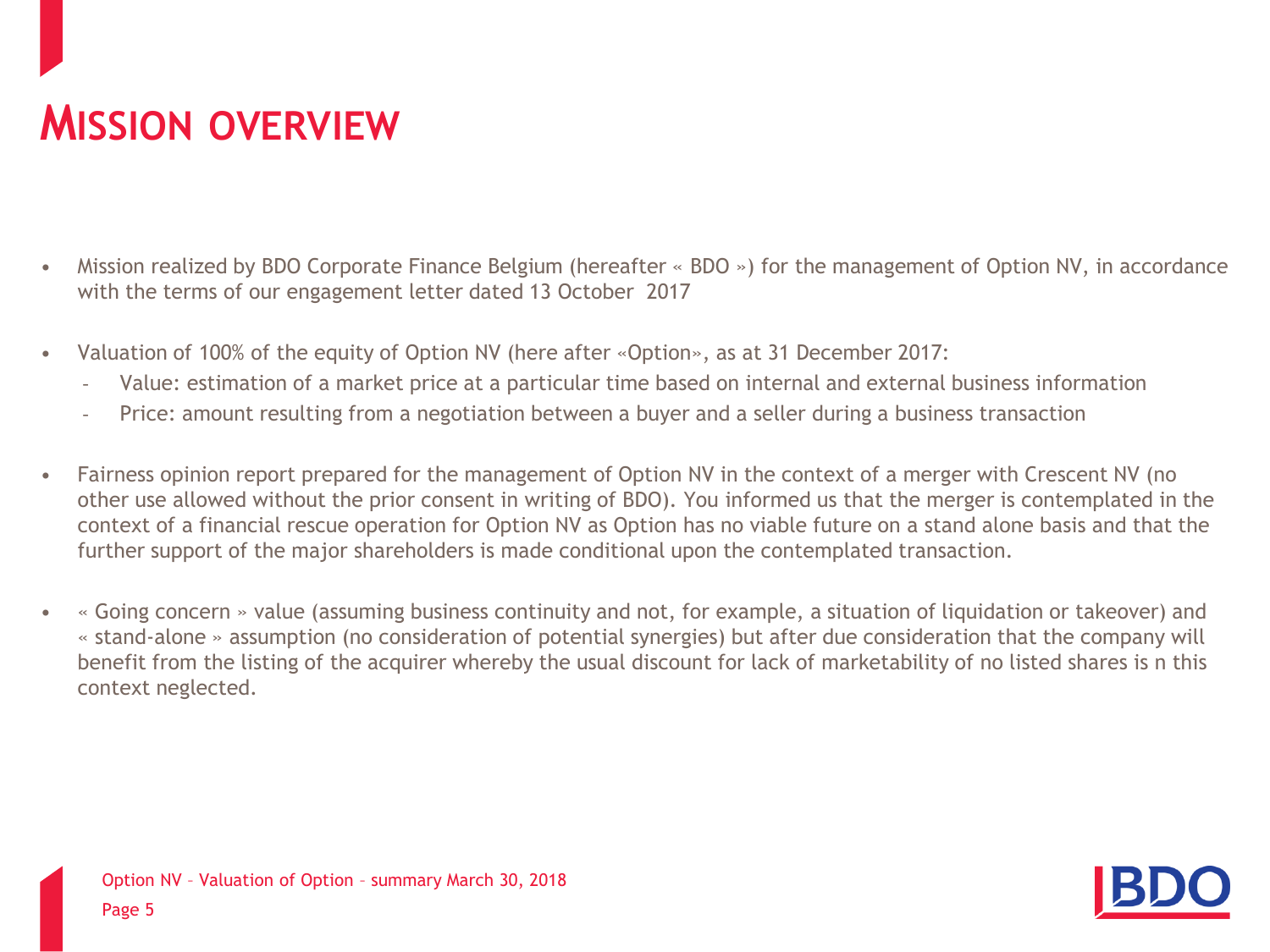# MISSION OVERVIEW

- Mission realized by BDO Corporate Finance Belgium (hereafter « BDO ») for the management of Option NV, in accordance with the terms of our engagement letter dated 13 October 2017
- Valuation of 100% of the equity of Option NV (here after «Option», as at 31 December 2017:
  - Value: estimation of a market price at a particular time based on internal and external business information
  - Price: amount resulting from a negotiation between a buyer and a seller during a business transaction
- Fairness opinion report prepared for the management of Option NV in the context of a merger with Crescent NV (no other use allowed without the prior consent in writing of BDO). You informed us that the merger is contemplated in the context of a financial rescue operation for Option NV as Option has no viable future on a stand alone basis and that the further support of the major shareholders is made conditional upon the contemplated transaction.
- « Going concern » value (assuming business continuity and not, for example, a situation of liquidation or takeover) and « stand-alone » assumption (no consideration of potential synergies) but after due consideration that the company will benefit from the listing of the acquirer whereby the usual discount for lack of marketability of no listed shares is n this context neglected.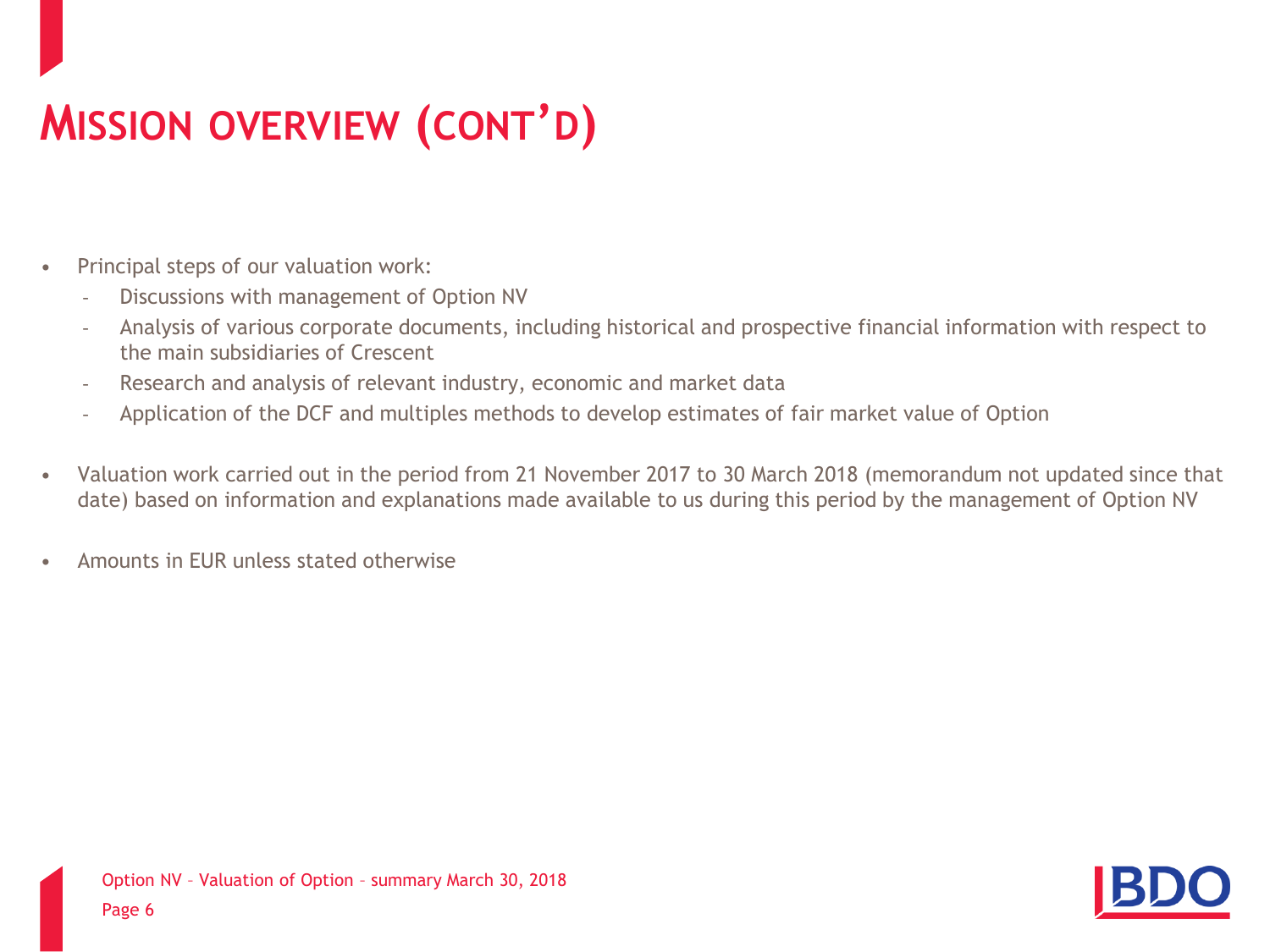# Mission overview (cont'd)

- Principal steps of our valuation work:
  - Discussions with management of Option NV
  - Analysis of various corporate documents, including historical and prospective financial information with respect to the main subsidiaries of Crescent
  - Research and analysis of relevant industry, economic and market data
  - Application of the DCF and multiples methods to develop estimates of fair market value of Option
- Valuation work carried out in the period from 21 November 2017 to 30 March 2018 (memorandum not updated since that date) based on information and explanations made available to us during this period by the management of Option NV
- Amounts in EUR unless stated otherwise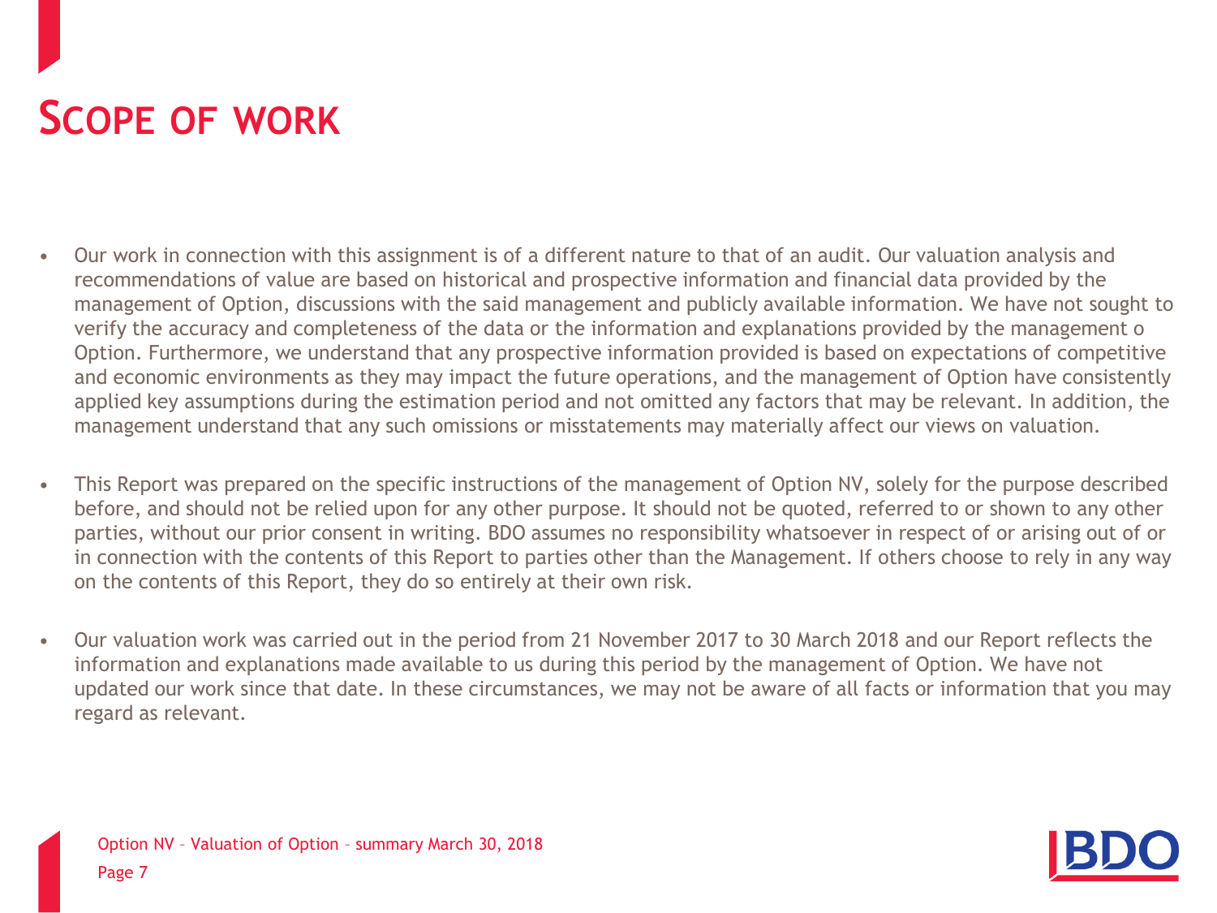# Scope of work

- Our work in connection with this assignment is of a different nature to that of an audit. Our valuation analysis and recommendations of value are based on historical and prospective information and financial data provided by the management of Option, discussions with the said management and publicly available information. We have not sought to verify the accuracy and completeness of the data or the information and explanations provided by the management o Option. Furthermore, we understand that any prospective information provided is based on expectations of competitive and economic environments as they may impact the future operations, and the management of Option have consistently applied key assumptions during the estimation period and not omitted any factors that may be relevant. In addition, the management understand that any such omissions or misstatements may materially affect our views on valuation.

- This Report was prepared on the specific instructions of the management of Option NV, solely for the purpose described before, and should not be relied upon for any other purpose. It should not be quoted, referred to or shown to any other parties, without our prior consent in writing. BDO assumes no responsibility whatsoever in respect of or arising out of or in connection with the contents of this Report to parties other than the Management. If others choose to rely in any way on the contents of this Report, they do so entirely at their own risk.

- Our valuation work was carried out in the period from 21 November 2017 to 30 March 2018 and our Report reflects the information and explanations made available to us during this period by the management of Option. We have not updated our work since that date. In these circumstances, we may not be aware of all facts or information that you may regard as relevant.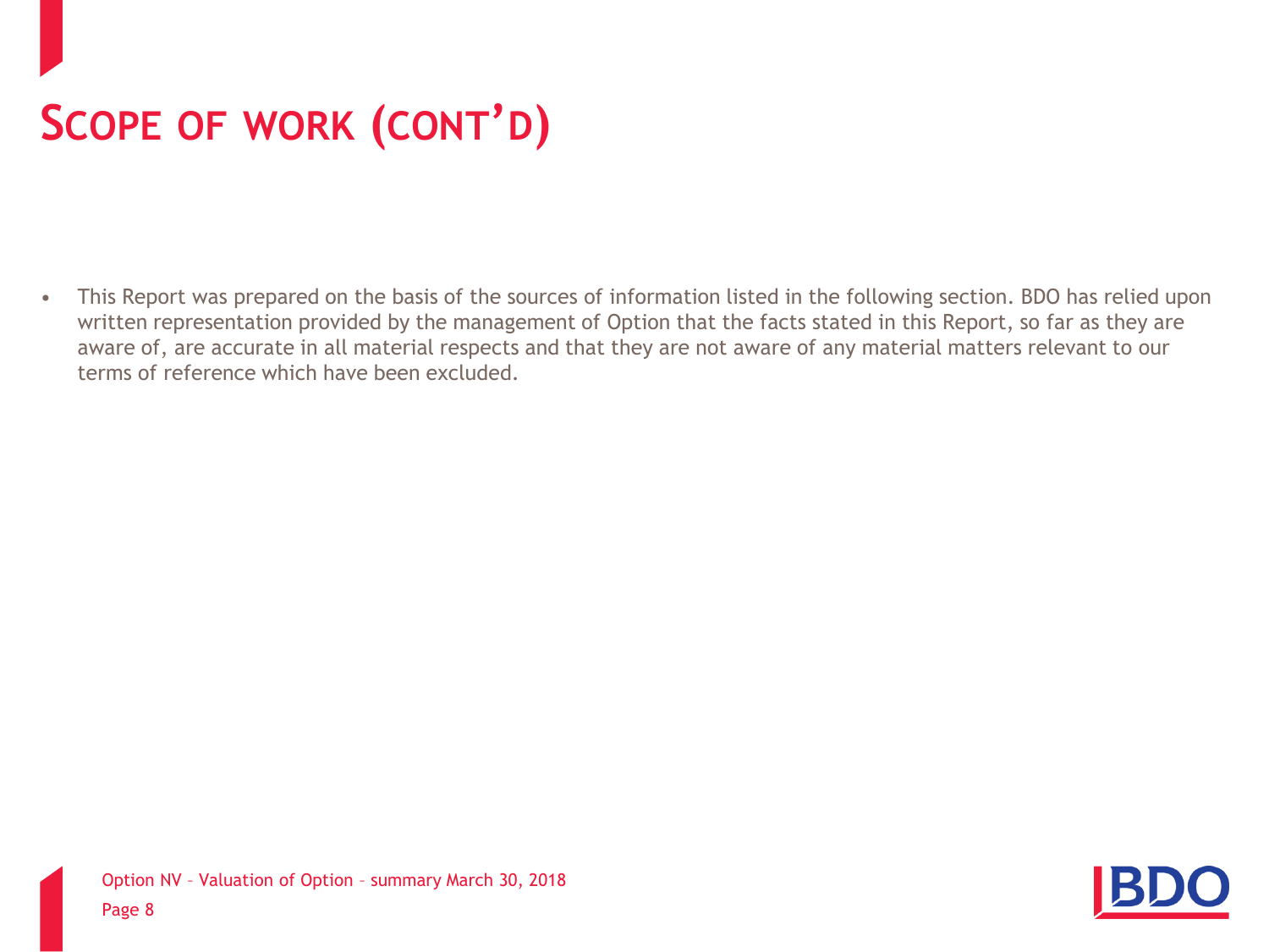# SCOPE OF WORK (CONT'D)

- This Report was prepared on the basis of the sources of information listed in the following section. BDO has relied upon written representation provided by the management of Option that the facts stated in this Report, so far as they are aware of, are accurate in all material respects and that they are not aware of any material matters relevant to our terms of reference which have been excluded.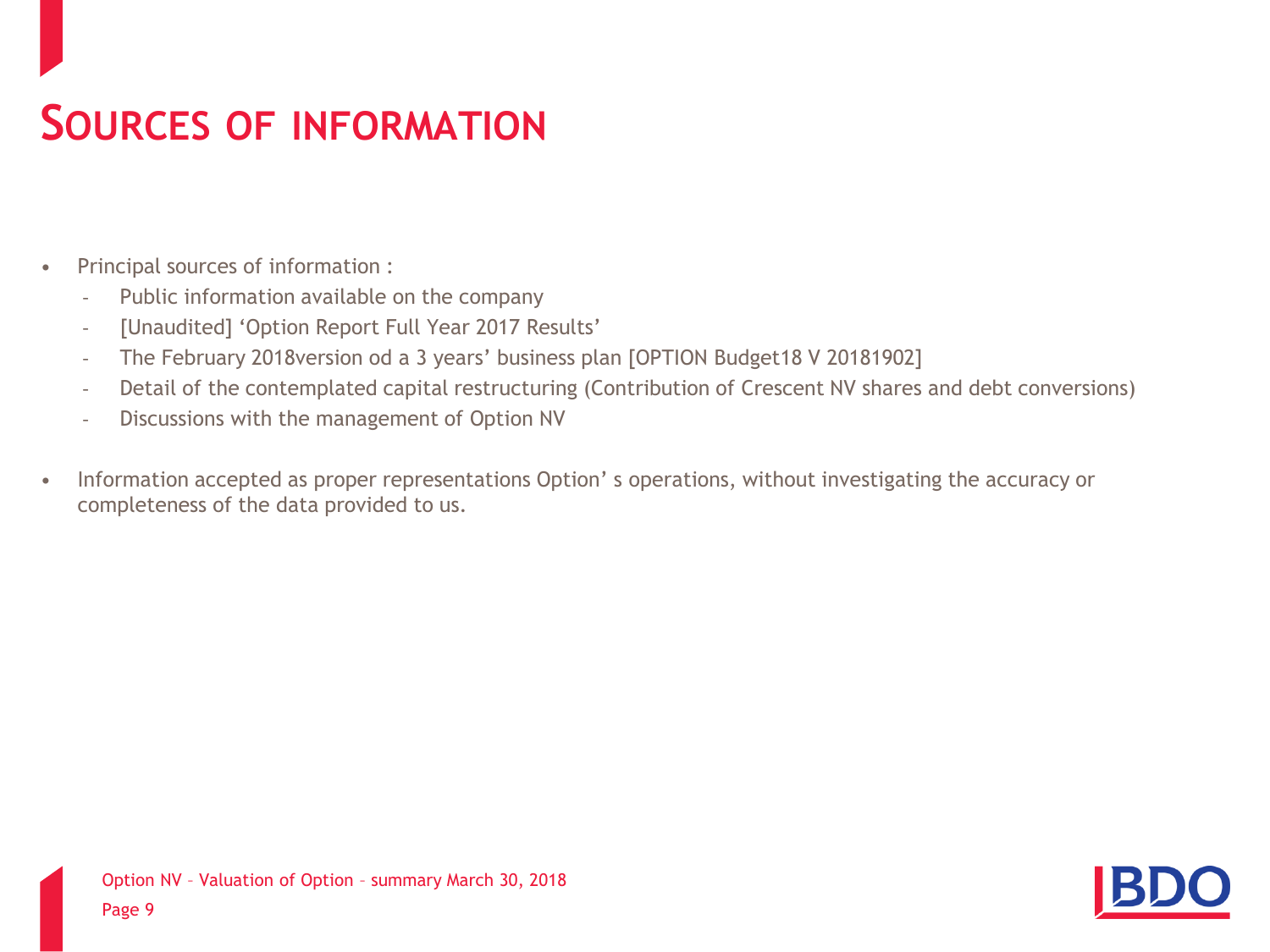# SOURCES OF INFORMATION

- Principal sources of information :
  - Public information available on the company
  - [Unaudited] ‘Option Report Full Year 2017 Results’
  - The February 2018version od a 3 years’ business plan [OPTION Budget18 V 20181902]
  - Detail of the contemplated capital restructuring (Contribution of Crescent NV shares and debt conversions)
  - Discussions with the management of Option NV
- Information accepted as proper representations Option’ s operations, without investigating the accuracy or completeness of the data provided to us.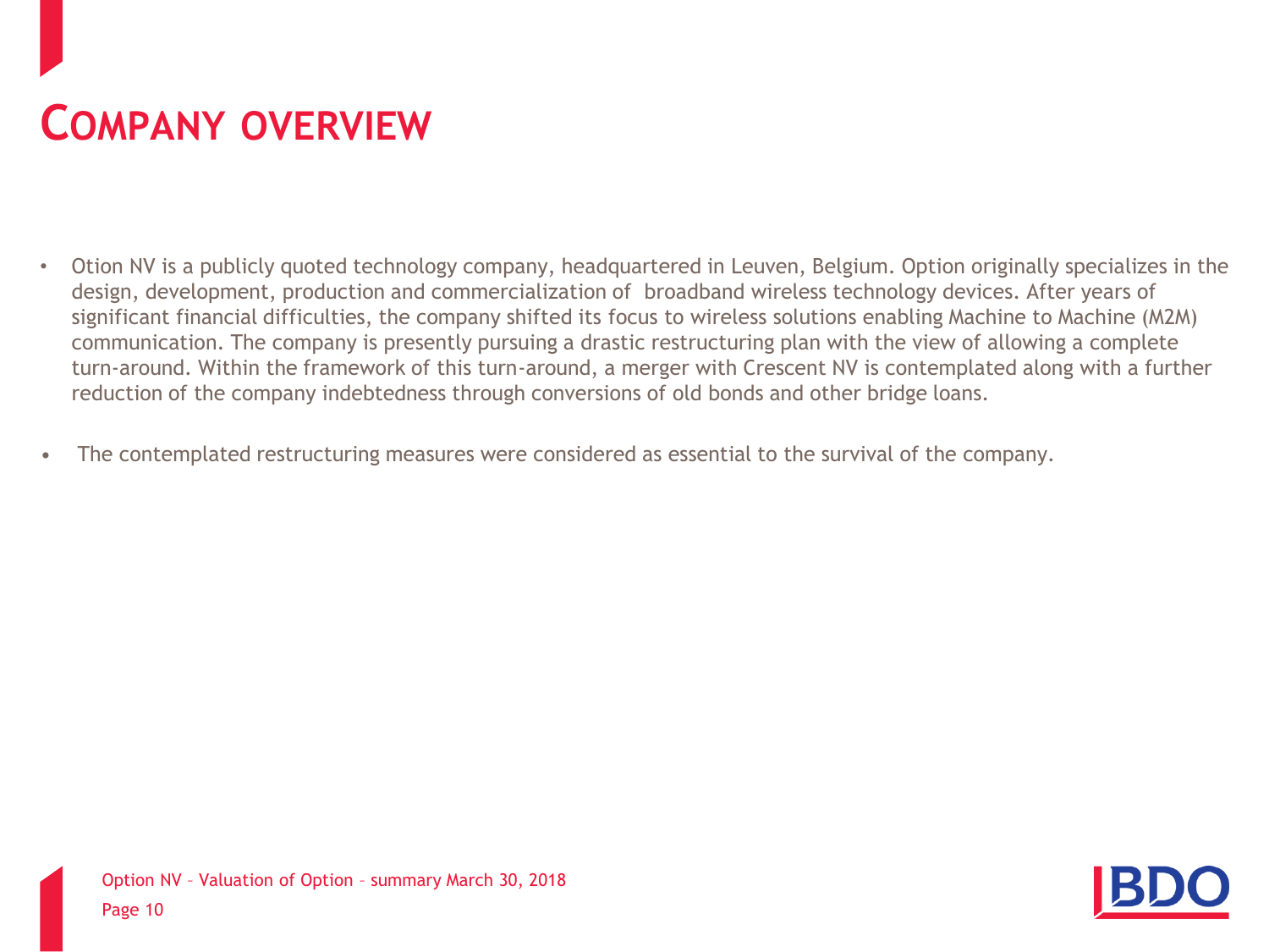# COMPANY OVERVIEW

- Otion NV is a publicly quoted technology company, headquartered in Leuven, Belgium. Option originally specializes in the design, development, production and commercialization of broadband wireless technology devices. After years of significant financial difficulties, the company shifted its focus to wireless solutions enabling Machine to Machine (M2M) communication. The company is presently pursuing a drastic restructuring plan with the view of allowing a complete turn-around. Within the framework of this turn-around, a merger with Crescent NV is contemplated along with a further reduction of the company indebtedness through conversions of old bonds and other bridge loans.

- The contemplated restructuring measures were considered as essential to the survival of the company.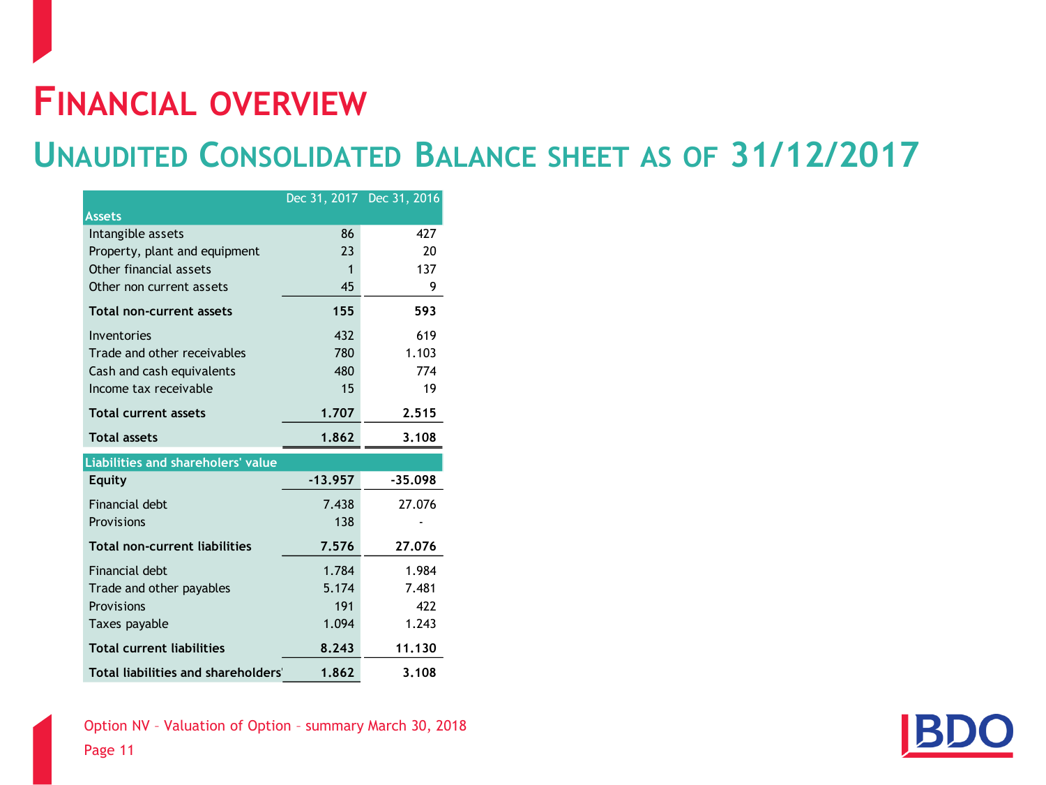# Financial overview

## Unaudited Consolidated Balance sheet as of 31/12/2017

| | Dec 31, 2017 | Dec 31, 2016 |
|---|---|---|
| **Assets** | | |
| Intangible assets | 86 | 427 |
| Property, plant and equipment | 23 | 20 |
| Other financial assets | 1 | 137 |
| Other non current assets | 45 | 9 |
| **Total non-current assets** | **155** | **593** |
| Inventories | 432 | 619 |
| Trade and other receivables | 780 | 1.103 |
| Cash and cash equivalents | 480 | 774 |
| Income tax receivable | 15 | 19 |
| **Total current assets** | **1.707** | **2.515** |
| **Total assets** | **1.862** | **3.108** |
| **Liabilities and shareholders' value** | | |
| **Equity** | **-13.957** | **-35.098** |
| Financial debt | 7.438 | 27.076 |
| Provisions | 138 | - |
| **Total non-current liabilities** | **7.576** | **27.076** |
| Financial debt | 1.784 | 1.984 |
| Trade and other payables | 5.174 | 7.481 |
| Provisions | 191 | 422 |
| Taxes payable | 1.094 | 1.243 |
| **Total current liabilities** | **8.243** | **11.130** |
| **Total liabilities and shareholders'** | **1.862** | **3.108** |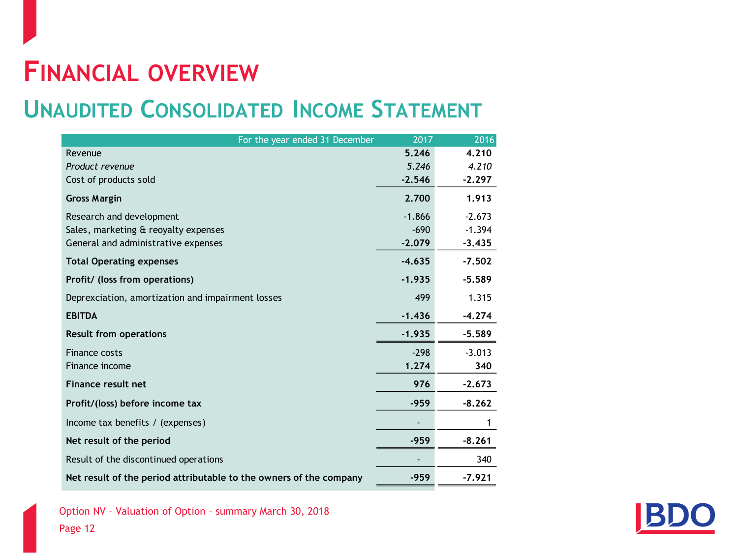# Financial overview

## Unaudited Consolidated Income Statement

| For the year ended 31 December | 2017 | 2016 |
|---|---|---|
| Revenue | **5.246** | **4.210** |
| *Product revenue* | *5.246* | *4.210* |
| Cost of products sold | **-2.546** | **-2.297** |
| **Gross Margin** | **2.700** | **1.913** |
| Research and development | -1.866 | -2.673 |
| Sales, marketing & reoyalty expenses | -690 | -1.394 |
| General and administrative expenses | **-2.079** | **-3.435** |
| **Total Operating expenses** | **-4.635** | **-7.502** |
| **Profit/ (loss from operations)** | **-1.935** | **-5.589** |
| Deprexciation, amortization and impairment losses | 499 | 1.315 |
| **EBITDA** | **-1.436** | **-4.274** |
| **Result from operations** | **-1.935** | **-5.589** |
| Finance costs | -298 | -3.013 |
| Finance income | **1.274** | **340** |
| **Finance result net** | **976** | **-2.673** |
| **Profit/(loss) before income tax** | **-959** | **-8.262** |
| Income tax benefits / (expenses) | - | 1 |
| **Net result of the period** | **-959** | **-8.261** |
| Result of the discontinued operations | - | 340 |
| **Net result of the period attributable to the owners of the company** | **-959** | **-7.921** |

Option NV – Valuation of Option – summary March 30, 2018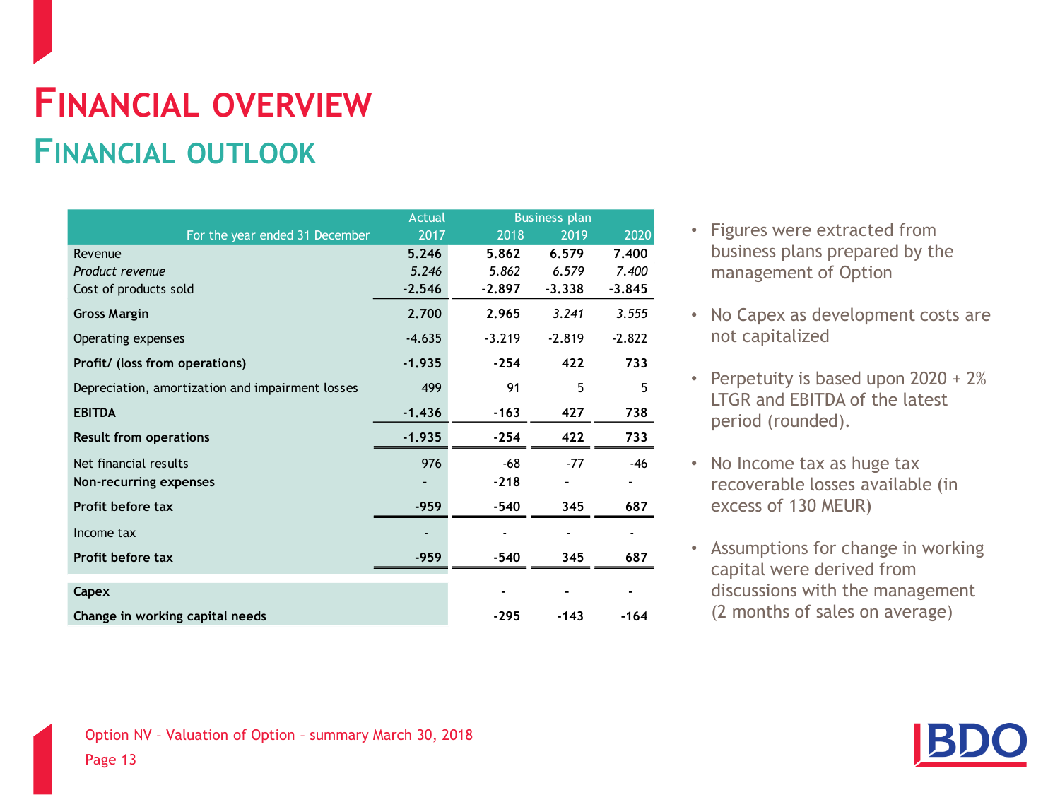# Financial overview

## Financial outlook

| For the year ended 31 December | Actual 2017 | Business plan 2018 | 2019 | 2020 |
|---|---|---|---|---|
| Revenue | **5.246** | **5.862** | **6.579** | **7.400** |
| *Product revenue* | *5.246* | *5.862* | *6.579* | *7.400* |
| Cost of products sold | **-2.546** | **-2.897** | **-3.338** | **-3.845** |
| **Gross Margin** | **2.700** | **2.965** | *3.241* | *3.555* |
| Operating expenses | -4.635 | -3.219 | -2.819 | -2.822 |
| **Profit/ (loss from operations)** | **-1.935** | **-254** | **422** | **733** |
| Depreciation, amortization and impairment losses | 499 | 91 | 5 | 5 |
| **EBITDA** | **-1.436** | **-163** | **427** | **738** |
| **Result from operations** | **-1.935** | **-254** | **422** | **733** |
| Net financial results | 976 | -68 | -77 | -46 |
| **Non-recurring expenses** | **-** | **-218** | **-** | **-** |
| **Profit before tax** | **-959** | **-540** | **345** | **687** |
| Income tax | - | - | - | - |
| **Profit before tax** | **-959** | **-540** | **345** | **687** |
| **Capex** | | **-** | **-** | **-** |
| **Change in working capital needs** | | **-295** | **-143** | **-164** |

- Figures were extracted from business plans prepared by the management of Option
- No Capex as development costs are not capitalized
- Perpetuity is based upon 2020 + 2% LTGR and EBITDA of the latest period (rounded).
- No Income tax as huge tax recoverable losses available (in excess of 130 MEUR)
- Assumptions for change in working capital were derived from discussions with the management (2 months of sales on average)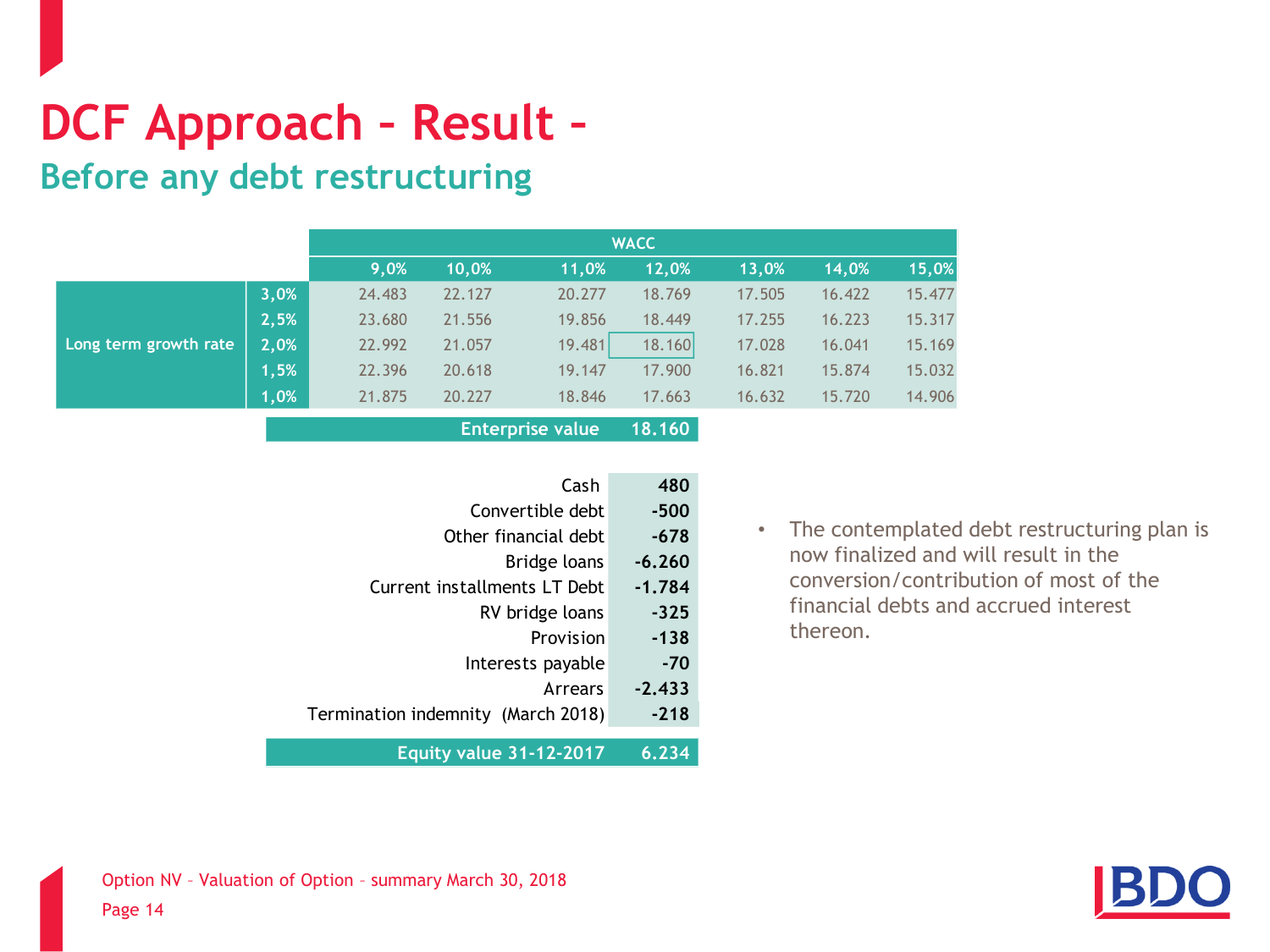# DCF Approach – Result –

## Before any debt restructuring

| | | WACC | | | | | | |
|---|---|---|---|---|---|---|---|---|
| | | 9,0% | 10,0% | 11,0% | 12,0% | 13,0% | 14,0% | 15,0% |
| Long term growth rate | 3,0% | 24.483 | 22.127 | 20.277 | 18.769 | 17.505 | 16.422 | 15.477 |
| | 2,5% | 23.680 | 21.556 | 19.856 | 18.449 | 17.255 | 16.223 | 15.317 |
| | 2,0% | 22.992 | 21.057 | 19.481 | 18.160 | 17.028 | 16.041 | 15.169 |
| | 1,5% | 22.396 | 20.618 | 19.147 | 17.900 | 16.821 | 15.874 | 15.032 |
| | 1,0% | 21.875 | 20.227 | 18.846 | 17.663 | 16.632 | 15.720 | 14.906 |

| | |
|---|---|
| **Enterprise value** | **18.160** |
| Cash | 480 |
| Convertible debt | -500 |
| Other financial debt | -678 |
| Bridge loans | -6.260 |
| Current installments LT Debt | -1.784 |
| RV bridge loans | -325 |
| Provision | -138 |
| Interests payable | -70 |
| Arrears | -2.433 |
| Termination indemnity (March 2018) | -218 |
| **Equity value 31-12-2017** | **6.234** |

- The contemplated debt restructuring plan is now finalized and will result in the conversion/contribution of most of the financial debts and accrued interest thereon.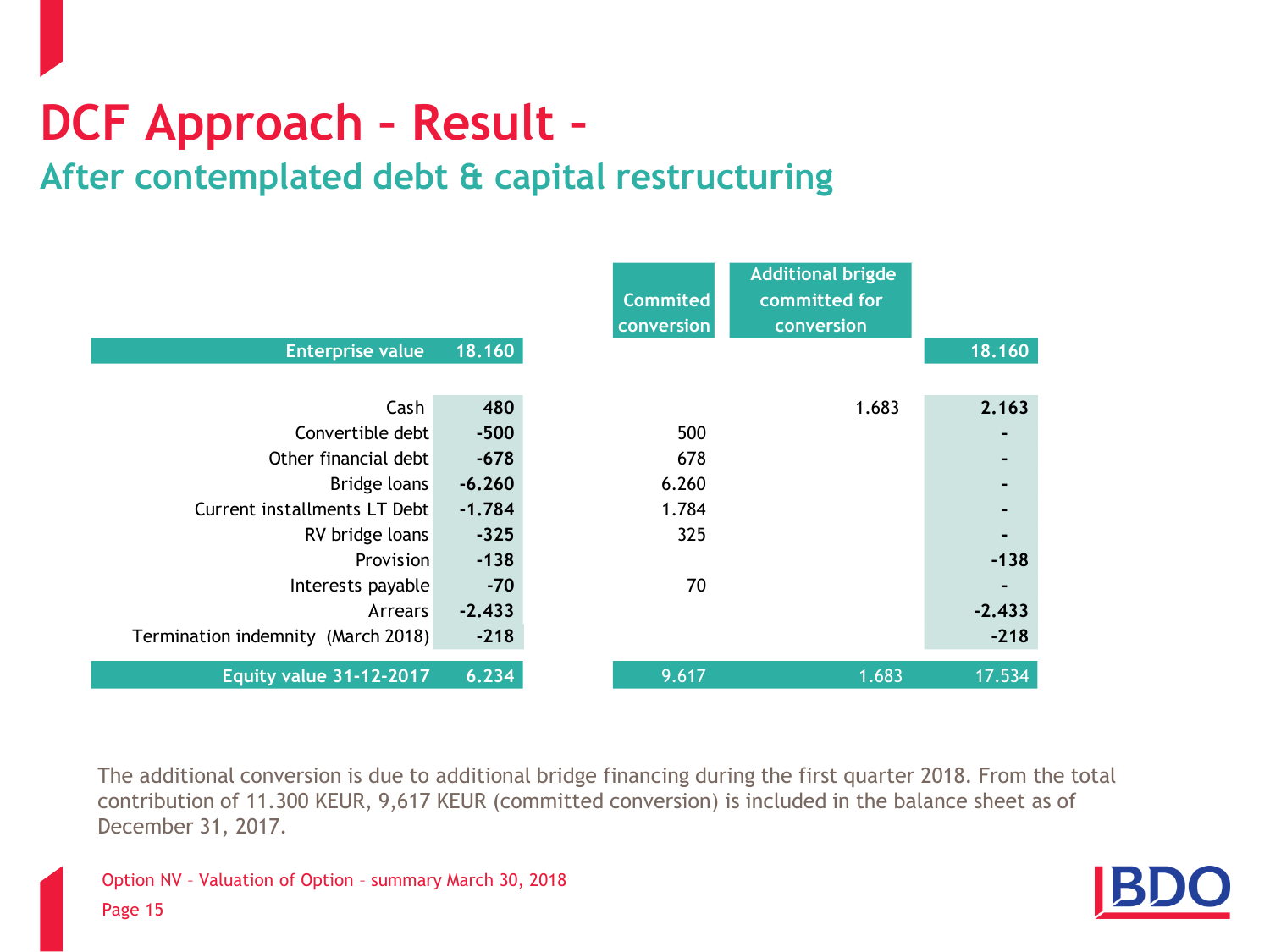# DCF Approach – Result –

## After contemplated debt & capital restructuring

| | | Commited conversion | Additional brigde committed for conversion | |
|---|---|---|---|---|
| **Enterprise value** | **18.160** | | | **18.160** |
| Cash | **480** | | 1.683 | **2.163** |
| Convertible debt | **-500** | 500 | | **-** |
| Other financial debt | **-678** | 678 | | **-** |
| Bridge loans | **-6.260** | 6.260 | | **-** |
| Current installments LT Debt | **-1.784** | 1.784 | | **-** |
| RV bridge loans | **-325** | 325 | | **-** |
| Provision | **-138** | | | **-138** |
| Interests payable | **-70** | 70 | | **-** |
| Arrears | **-2.433** | | | **-2.433** |
| Termination indemnity (March 2018) | **-218** | | | **-218** |
| **Equity value 31-12-2017** | **6.234** | 9.617 | 1.683 | 17.534 |

The additional conversion is due to additional bridge financing during the first quarter 2018. From the total contribution of 11.300 KEUR, 9,617 KEUR (committed conversion) is included in the balance sheet as of December 31, 2017.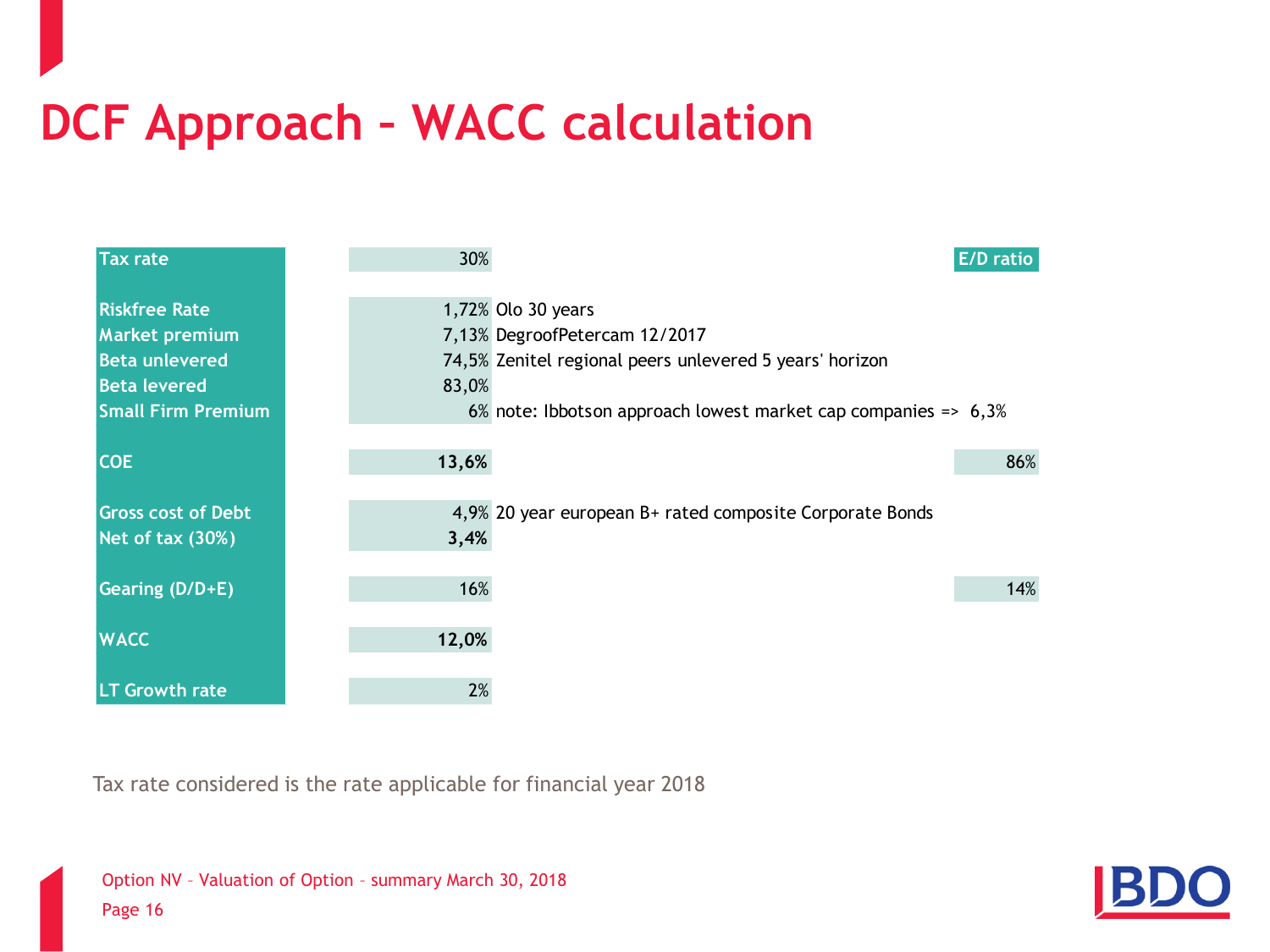# DCF Approach – WACC calculation

| | Value | Note | E/D ratio |
|---|---|---|---|
| Tax rate | 30% | | |
| | | | |
| Riskfree Rate | 1,72% | Olo 30 years | |
| Market premium | 7,13% | DegroofPetercam 12/2017 | |
| Beta unlevered | 74,5% | Zenitel regional peers unlevered 5 years' horizon | |
| Beta levered | 83,0% | | |
| Small Firm Premium | 6% | note: Ibbotson approach lowest market cap companies => 6,3% | |
| | | | |
| COE | **13,6%** | | 86% |
| | | | |
| Gross cost of Debt | 4,9% | 20 year european B+ rated composite Corporate Bonds | |
| Net of tax (30%) | **3,4%** | | |
| | | | |
| Gearing (D/D+E) | 16% | | 14% |
| | | | |
| WACC | **12,0%** | | |
| | | | |
| LT Growth rate | 2% | | |

Tax rate considered is the rate applicable for financial year 2018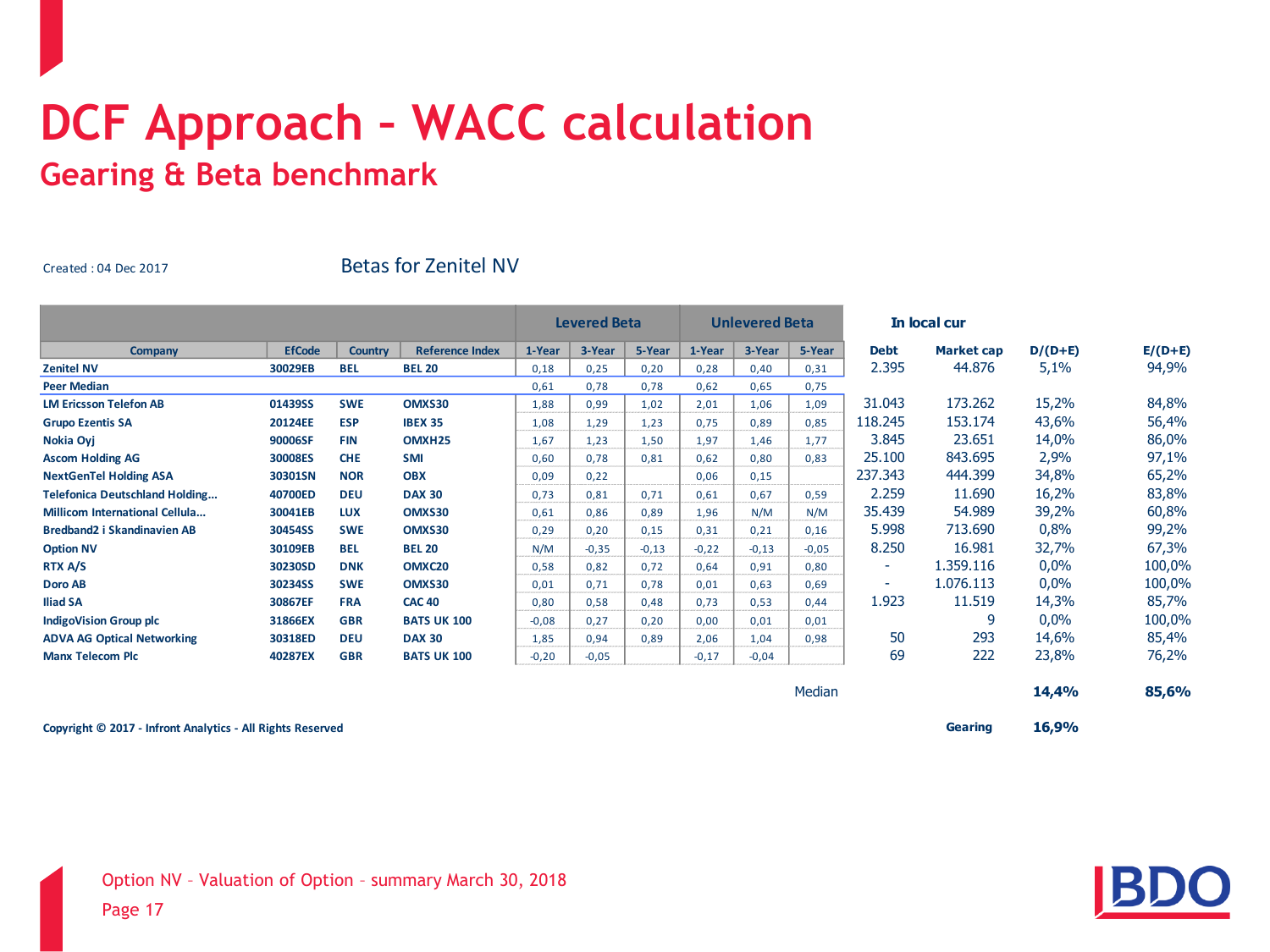# DCF Approach – WACC calculation

## Gearing & Beta benchmark

Created : 04 Dec 2017

Betas for Zenitel NV

| Company | EfCode | Country | Reference Index | Levered Beta 1-Year | Levered Beta 3-Year | Levered Beta 5-Year | Unlevered Beta 1-Year | Unlevered Beta 3-Year | Unlevered Beta 5-Year | Debt (In local cur) | Market cap (In local cur) | D/(D+E) | E/(D+E) |
|---|---|---|---|---|---|---|---|---|---|---|---|---|---|
| Zenitel NV | 30029EB | BEL | BEL 20 | 0,18 | 0,25 | 0,20 | 0,28 | 0,40 | 0,31 | 2.395 | 44.876 | 5,1% | 94,9% |
| Peer Median | | | | 0,61 | 0,78 | 0,78 | 0,62 | 0,65 | 0,75 | | | | |
| LM Ericsson Telefon AB | 01439SS | SWE | OMXS30 | 1,88 | 0,99 | 1,02 | 2,01 | 1,06 | 1,09 | 31.043 | 173.262 | 15,2% | 84,8% |
| Grupo Ezentis SA | 20124EE | ESP | IBEX 35 | 1,08 | 1,29 | 1,23 | 0,75 | 0,89 | 0,85 | 118.245 | 153.174 | 43,6% | 56,4% |
| Nokia Oyj | 90006SF | FIN | OMXH25 | 1,67 | 1,23 | 1,50 | 1,97 | 1,46 | 1,77 | 3.845 | 23.651 | 14,0% | 86,0% |
| Ascom Holding AG | 30008ES | CHE | SMI | 0,60 | 0,78 | 0,81 | 0,62 | 0,80 | 0,83 | 25.100 | 843.695 | 2,9% | 97,1% |
| NextGenTel Holding ASA | 30301SN | NOR | OBX | 0,09 | 0,22 | | 0,06 | 0,15 | | 237.343 | 444.399 | 34,8% | 65,2% |
| Telefonica Deutschland Holding... | 40700ED | DEU | DAX 30 | 0,73 | 0,81 | 0,71 | 0,61 | 0,67 | 0,59 | 2.259 | 11.690 | 16,2% | 83,8% |
| Millicom International Cellula... | 30041EB | LUX | OMXS30 | 0,61 | 0,86 | 0,89 | 1,96 | N/M | N/M | 35.439 | 54.989 | 39,2% | 60,8% |
| Bredband2 i Skandinavien AB | 30454SS | SWE | OMXS30 | 0,29 | 0,20 | 0,15 | 0,31 | 0,21 | 0,16 | 5.998 | 713.690 | 0,8% | 99,2% |
| Option NV | 30109EB | BEL | BEL 20 | N/M | -0,35 | -0,13 | -0,22 | -0,13 | -0,05 | 8.250 | 16.981 | 32,7% | 67,3% |
| RTX A/S | 30230SD | DNK | OMXC20 | 0,58 | 0,82 | 0,72 | 0,64 | 0,91 | 0,80 | - | 1.359.116 | 0,0% | 100,0% |
| Doro AB | 30234SS | SWE | OMXS30 | 0,01 | 0,71 | 0,78 | 0,01 | 0,63 | 0,69 | - | 1.076.113 | 0,0% | 100,0% |
| Iliad SA | 30867EF | FRA | CAC 40 | 0,80 | 0,58 | 0,48 | 0,73 | 0,53 | 0,44 | 1.923 | 11.519 | 14,3% | 85,7% |
| IndigoVision Group plc | 31866EX | GBR | BATS UK 100 | -0,08 | 0,27 | 0,20 | 0,00 | 0,01 | 0,01 | | 9 | 0,0% | 100,0% |
| ADVA AG Optical Networking | 30318ED | DEU | DAX 30 | 1,85 | 0,94 | 0,89 | 2,06 | 1,04 | 0,98 | 50 | 293 | 14,6% | 85,4% |
| Manx Telecom Plc | 40287EX | GBR | BATS UK 100 | -0,20 | -0,05 | | -0,17 | -0,04 | | 69 | 222 | 23,8% | 76,2% |
| | | | | | | | | | Median | | | **14,4%** | **85,6%** |
| | | | | | | | | | | | **Gearing** | **16,9%** | |

**Copyright © 2017 - Infront Analytics - All Rights Reserved**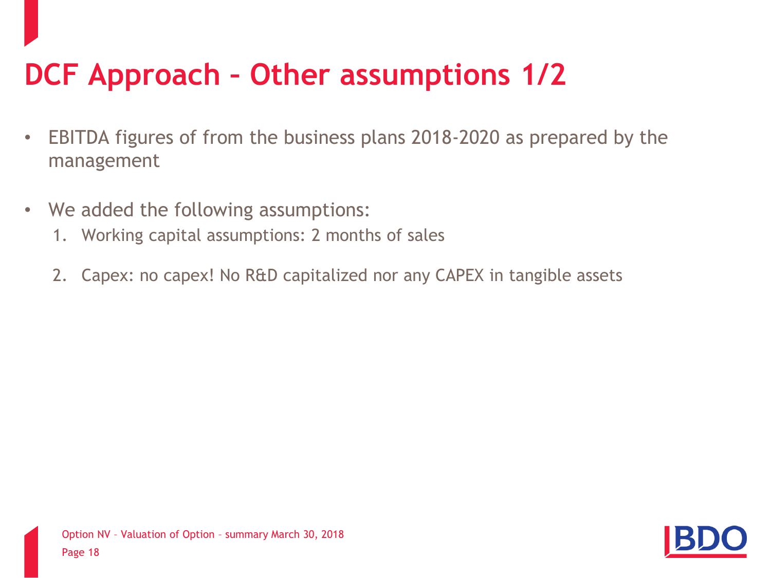# DCF Approach – Other assumptions 1/2

- EBITDA figures of from the business plans 2018-2020 as prepared by the management
- We added the following assumptions:
  1. Working capital assumptions: 2 months of sales
  2. Capex: no capex! No R&D capitalized nor any CAPEX in tangible assets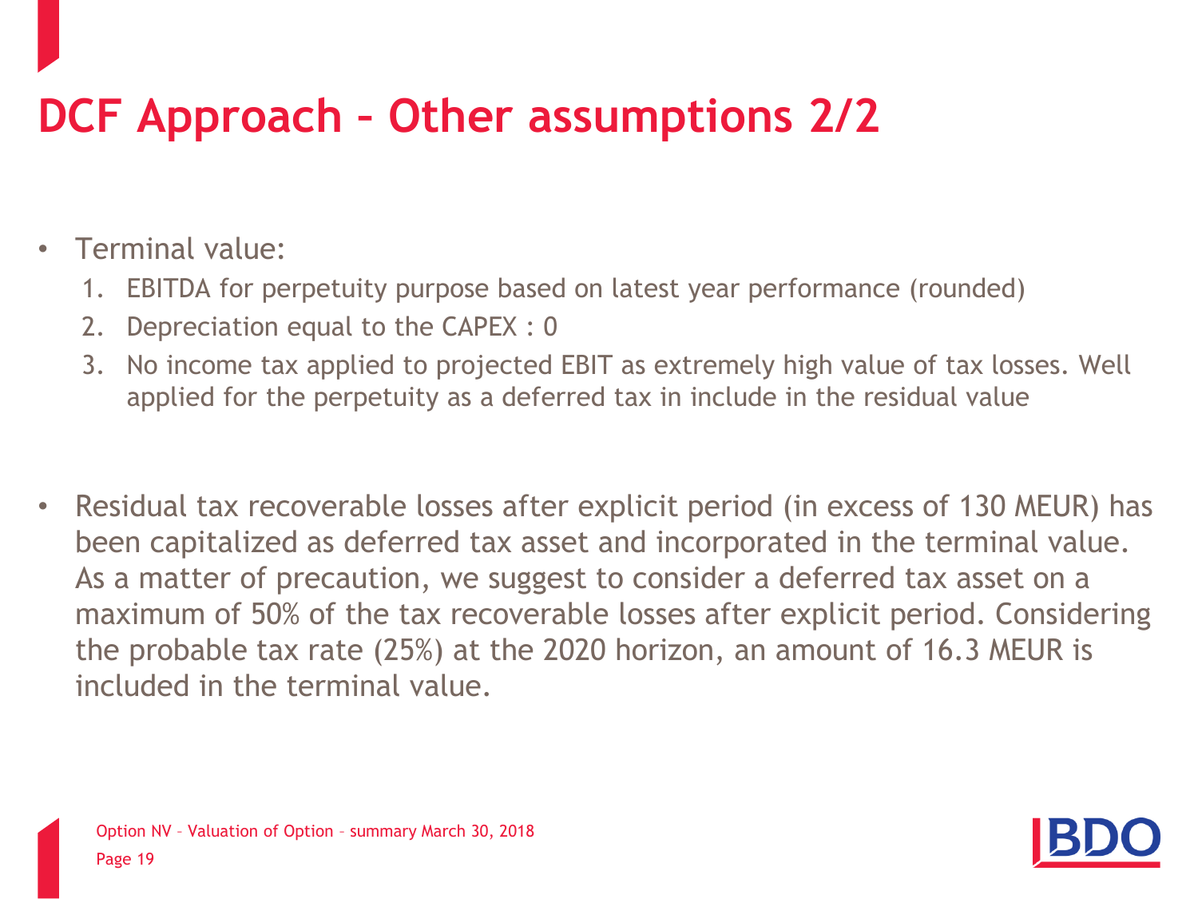# DCF Approach – Other assumptions 2/2

- Terminal value:
  1. EBITDA for perpetuity purpose based on latest year performance (rounded)
  2. Depreciation equal to the CAPEX : 0
  3. No income tax applied to projected EBIT as extremely high value of tax losses. Well applied for the perpetuity as a deferred tax in include in the residual value

- Residual tax recoverable losses after explicit period (in excess of 130 MEUR) has been capitalized as deferred tax asset and incorporated in the terminal value. As a matter of precaution, we suggest to consider a deferred tax asset on a maximum of 50% of the tax recoverable losses after explicit period. Considering the probable tax rate (25%) at the 2020 horizon, an amount of 16.3 MEUR is included in the terminal value.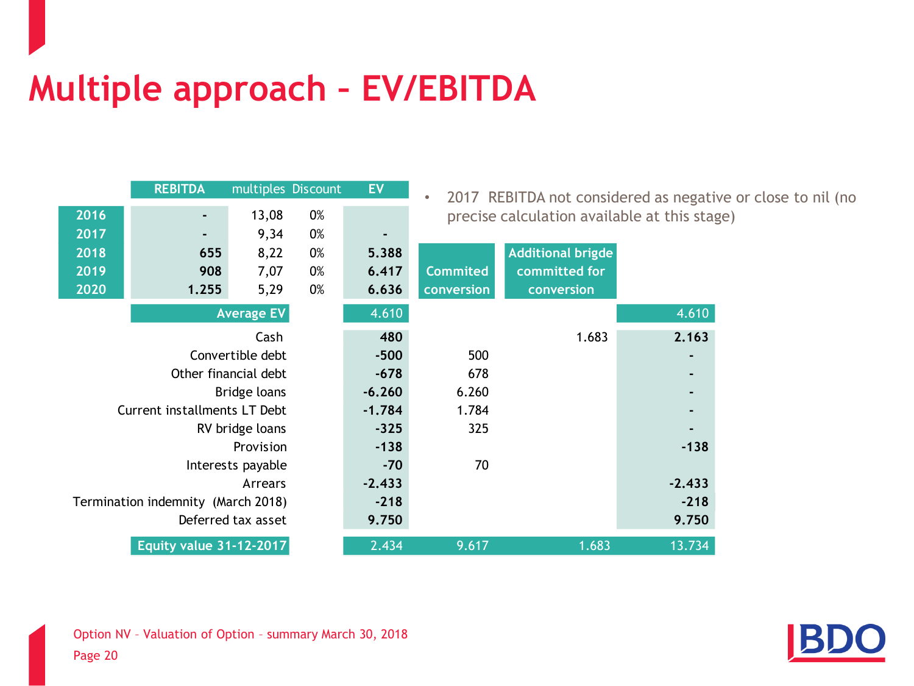# Multiple approach – EV/EBITDA

- 2017 REBITDA not considered as negative or close to nil (no precise calculation available at this stage)

| | REBITDA | multiples | Discount | EV | Commited conversion | Additional brigde committed for conversion | |
|---|---|---|---|---|---|---|---|
| 2016 | - | 13,08 | 0% | | | | |
| 2017 | - | 9,34 | 0% | - | | | |
| 2018 | 655 | 8,22 | 0% | 5.388 | | | |
| 2019 | 908 | 7,07 | 0% | 6.417 | | | |
| 2020 | 1.255 | 5,29 | 0% | 6.636 | | | |
| | Average EV | | | 4.610 | | | 4.610 |
| | Cash | | | 480 | | 1.683 | 2.163 |
| | Convertible debt | | | -500 | 500 | | - |
| | Other financial debt | | | -678 | 678 | | - |
| | Bridge loans | | | -6.260 | 6.260 | | - |
| | Current installments LT Debt | | | -1.784 | 1.784 | | - |
| | RV bridge loans | | | -325 | 325 | | - |
| | Provision | | | -138 | | | -138 |
| | Interests payable | | | -70 | 70 | | |
| | Arrears | | | -2.433 | | | -2.433 |
| | Termination indemnity (March 2018) | | | -218 | | | -218 |
| | Deferred tax asset | | | 9.750 | | | 9.750 |
| | Equity value 31-12-2017 | | | 2.434 | 9.617 | 1.683 | 13.734 |

Option NV – Valuation of Option – summary March 30, 2018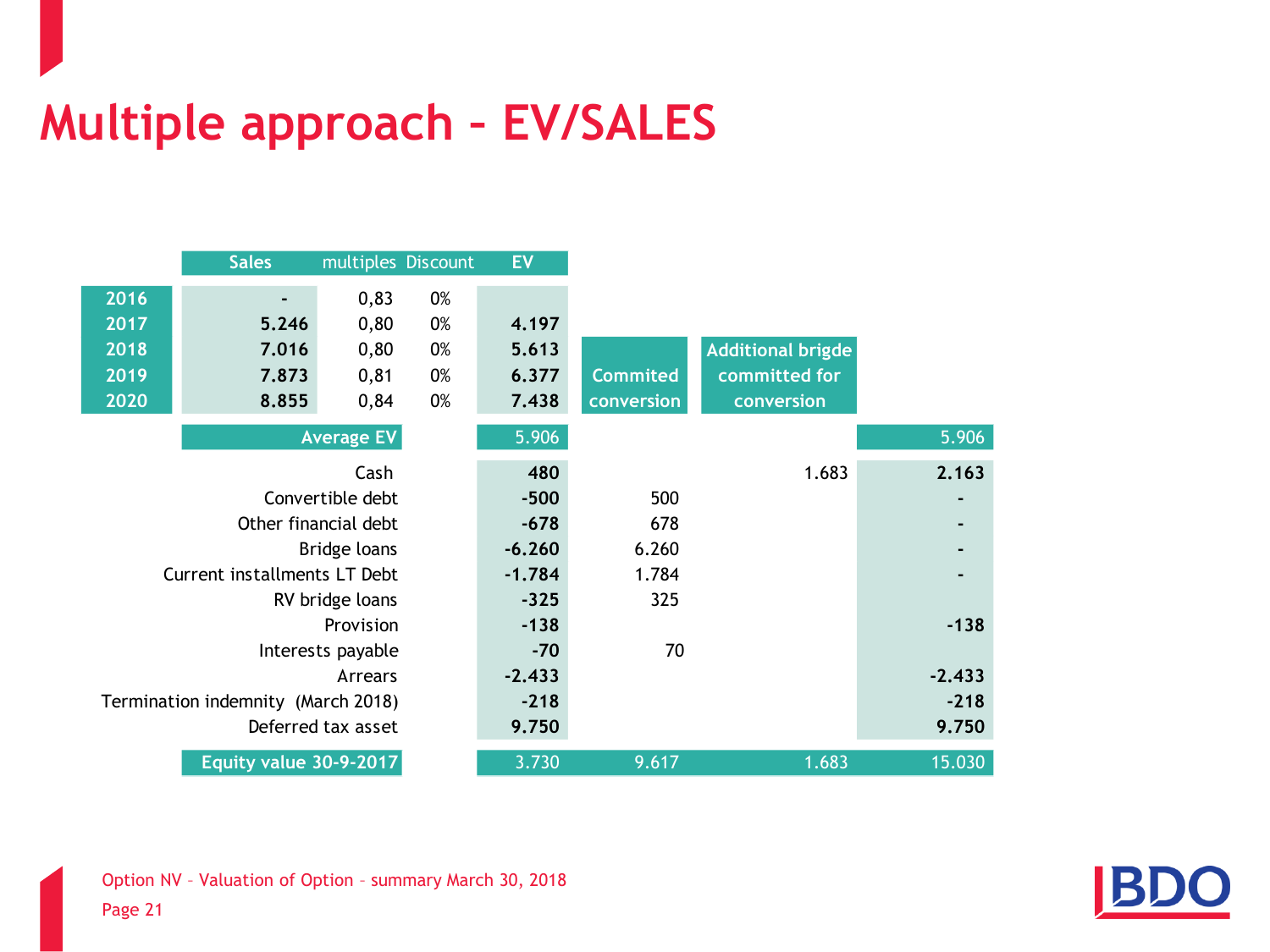# Multiple approach – EV/SALES

| | Sales | multiples | Discount | EV | Commited conversion | Additional brigde committed for conversion | |
|---|---|---|---|---|---|---|---|
| 2016 | - | 0,83 | 0% | | | | |
| 2017 | 5.246 | 0,80 | 0% | 4.197 | | | |
| 2018 | 7.016 | 0,80 | 0% | 5.613 | | | |
| 2019 | 7.873 | 0,81 | 0% | 6.377 | | | |
| 2020 | 8.855 | 0,84 | 0% | 7.438 | | | |
| | **Average EV** | | | 5.906 | | | 5.906 |
| | Cash | | | 480 | | 1.683 | 2.163 |
| | Convertible debt | | | -500 | 500 | | - |
| | Other financial debt | | | -678 | 678 | | - |
| | Bridge loans | | | -6.260 | 6.260 | | - |
| | Current installments LT Debt | | | -1.784 | 1.784 | | - |
| | RV bridge loans | | | -325 | 325 | | |
| | Provision | | | -138 | | | -138 |
| | Interests payable | | | -70 | 70 | | |
| | Arrears | | | -2.433 | | | -2.433 |
| | Termination indemnity (March 2018) | | | -218 | | | -218 |
| | Deferred tax asset | | | 9.750 | | | 9.750 |
| | **Equity value 30-9-2017** | | | 3.730 | 9.617 | 1.683 | 15.030 |

Option NV – Valuation of Option – summary March 30, 2018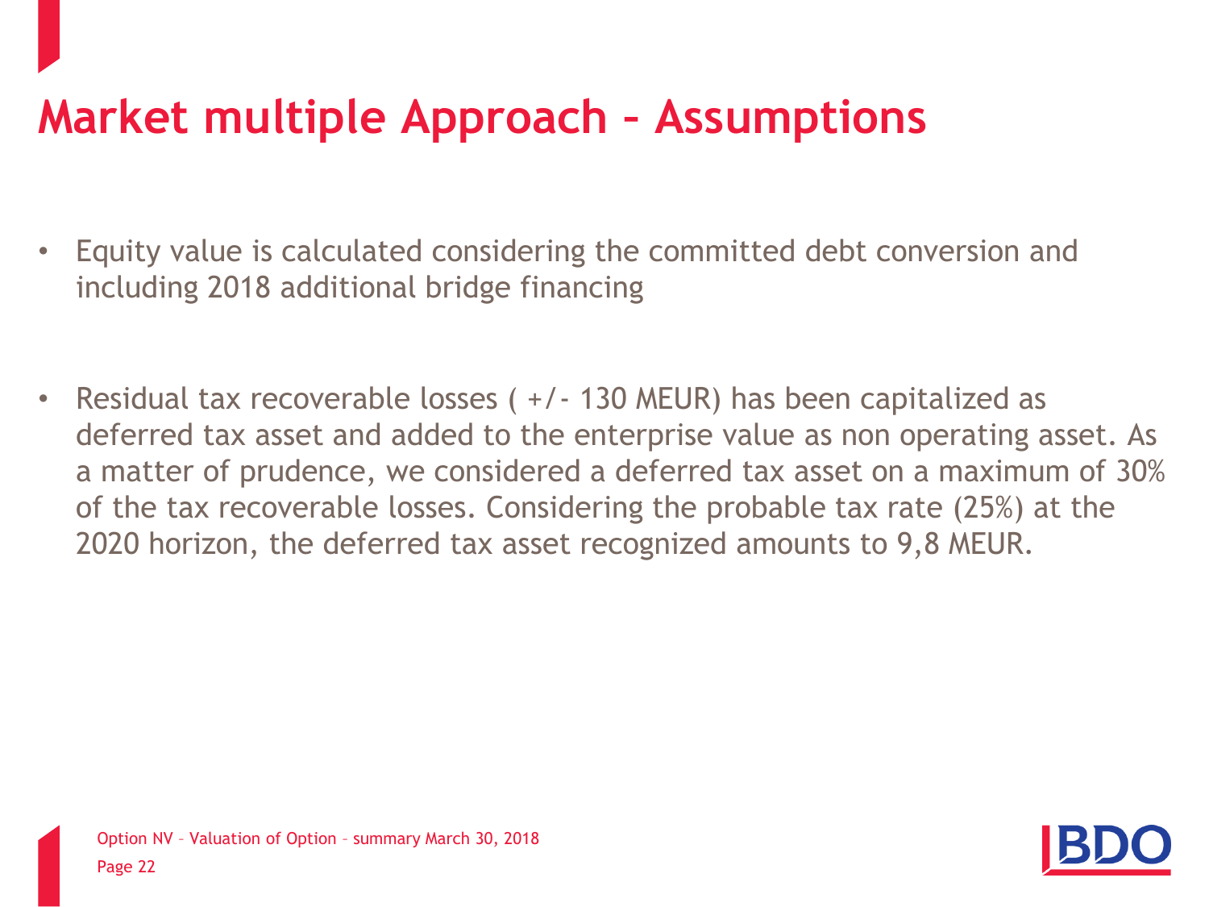# Market multiple Approach – Assumptions

- Equity value is calculated considering the committed debt conversion and including 2018 additional bridge financing
- Residual tax recoverable losses ( +/- 130 MEUR) has been capitalized as deferred tax asset and added to the enterprise value as non operating asset. As a matter of prudence, we considered a deferred tax asset on a maximum of 30% of the tax recoverable losses. Considering the probable tax rate (25%) at the 2020 horizon, the deferred tax asset recognized amounts to 9,8 MEUR.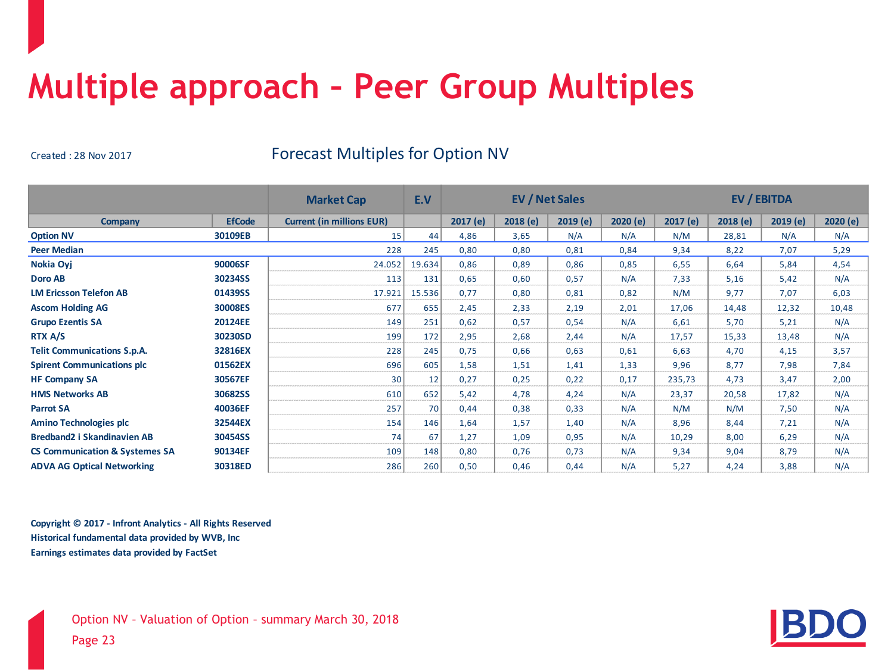# Multiple approach – Peer Group Multiples

Created : 28 Nov 2017

Forecast Multiples for Option NV

| | | Market Cap | E.V | EV / Net Sales | | | | EV / EBITDA | | | |
|---|---|---|---|---|---|---|---|---|---|---|---|
| Company | EfCode | Current (in millions EUR) | | 2017 (e) | 2018 (e) | 2019 (e) | 2020 (e) | 2017 (e) | 2018 (e) | 2019 (e) | 2020 (e) |
| **Option NV** | **30109EB** | 15 | 44 | 4,86 | 3,65 | N/A | N/A | N/M | 28,81 | N/A | N/A |
| **Peer Median** | | 228 | 245 | 0,80 | 0,80 | 0,81 | 0,84 | 9,34 | 8,22 | 7,07 | 5,29 |
| **Nokia Oyj** | **90006SF** | 24.052 | 19.634 | 0,86 | 0,89 | 0,86 | 0,85 | 6,55 | 6,64 | 5,84 | 4,54 |
| **Doro AB** | **30234SS** | 113 | 131 | 0,65 | 0,60 | 0,57 | N/A | 7,33 | 5,16 | 5,42 | N/A |
| **LM Ericsson Telefon AB** | **01439SS** | 17.921 | 15.536 | 0,77 | 0,80 | 0,81 | 0,82 | N/M | 9,77 | 7,07 | 6,03 |
| **Ascom Holding AG** | **30008ES** | 677 | 655 | 2,45 | 2,33 | 2,19 | 2,01 | 17,06 | 14,48 | 12,32 | 10,48 |
| **Grupo Ezentis SA** | **20124EE** | 149 | 251 | 0,62 | 0,57 | 0,54 | N/A | 6,61 | 5,70 | 5,21 | N/A |
| **RTX A/S** | **30230SD** | 199 | 172 | 2,95 | 2,68 | 2,44 | N/A | 17,57 | 15,33 | 13,48 | N/A |
| **Telit Communications S.p.A.** | **32816EX** | 228 | 245 | 0,75 | 0,66 | 0,63 | 0,61 | 6,63 | 4,70 | 4,15 | 3,57 |
| **Spirent Communications plc** | **01562EX** | 696 | 605 | 1,58 | 1,51 | 1,41 | 1,33 | 9,96 | 8,77 | 7,98 | 7,84 |
| **HF Company SA** | **30567EF** | 30 | 12 | 0,27 | 0,25 | 0,22 | 0,17 | 235,73 | 4,73 | 3,47 | 2,00 |
| **HMS Networks AB** | **30682SS** | 610 | 652 | 5,42 | 4,78 | 4,24 | N/A | 23,37 | 20,58 | 17,82 | N/A |
| **Parrot SA** | **40036EF** | 257 | 70 | 0,44 | 0,38 | 0,33 | N/A | N/M | N/M | 7,50 | N/A |
| **Amino Technologies plc** | **32544EX** | 154 | 146 | 1,64 | 1,57 | 1,40 | N/A | 8,96 | 8,44 | 7,21 | N/A |
| **Bredband2 i Skandinavien AB** | **30454SS** | 74 | 67 | 1,27 | 1,09 | 0,95 | N/A | 10,29 | 8,00 | 6,29 | N/A |
| **CS Communication & Systemes SA** | **90134EF** | 109 | 148 | 0,80 | 0,76 | 0,73 | N/A | 9,34 | 9,04 | 8,79 | N/A |
| **ADVA AG Optical Networking** | **30318ED** | 286 | 260 | 0,50 | 0,46 | 0,44 | N/A | 5,27 | 4,24 | 3,88 | N/A |

**Copyright © 2017 - Infront Analytics - All Rights Reserved**
**Historical fundamental data provided by WVB, Inc**
**Earnings estimates data provided by FactSet**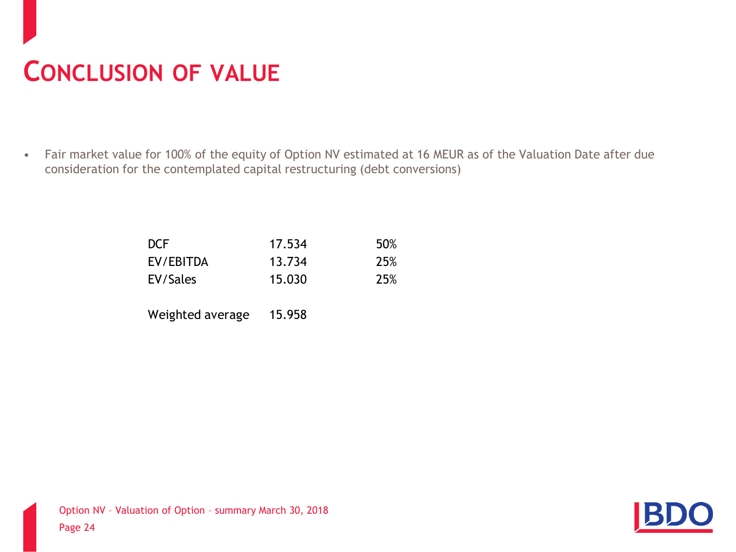# Conclusion of value

- Fair market value for 100% of the equity of Option NV estimated at 16 MEUR as of the Valuation Date after due consideration for the contemplated capital restructuring (debt conversions)

| | | |
|---|---|---|
| DCF | 17.534 | 50% |
| EV/EBITDA | 13.734 | 25% |
| EV/Sales | 15.030 | 25% |
| | | |
| Weighted average | 15.958 | |